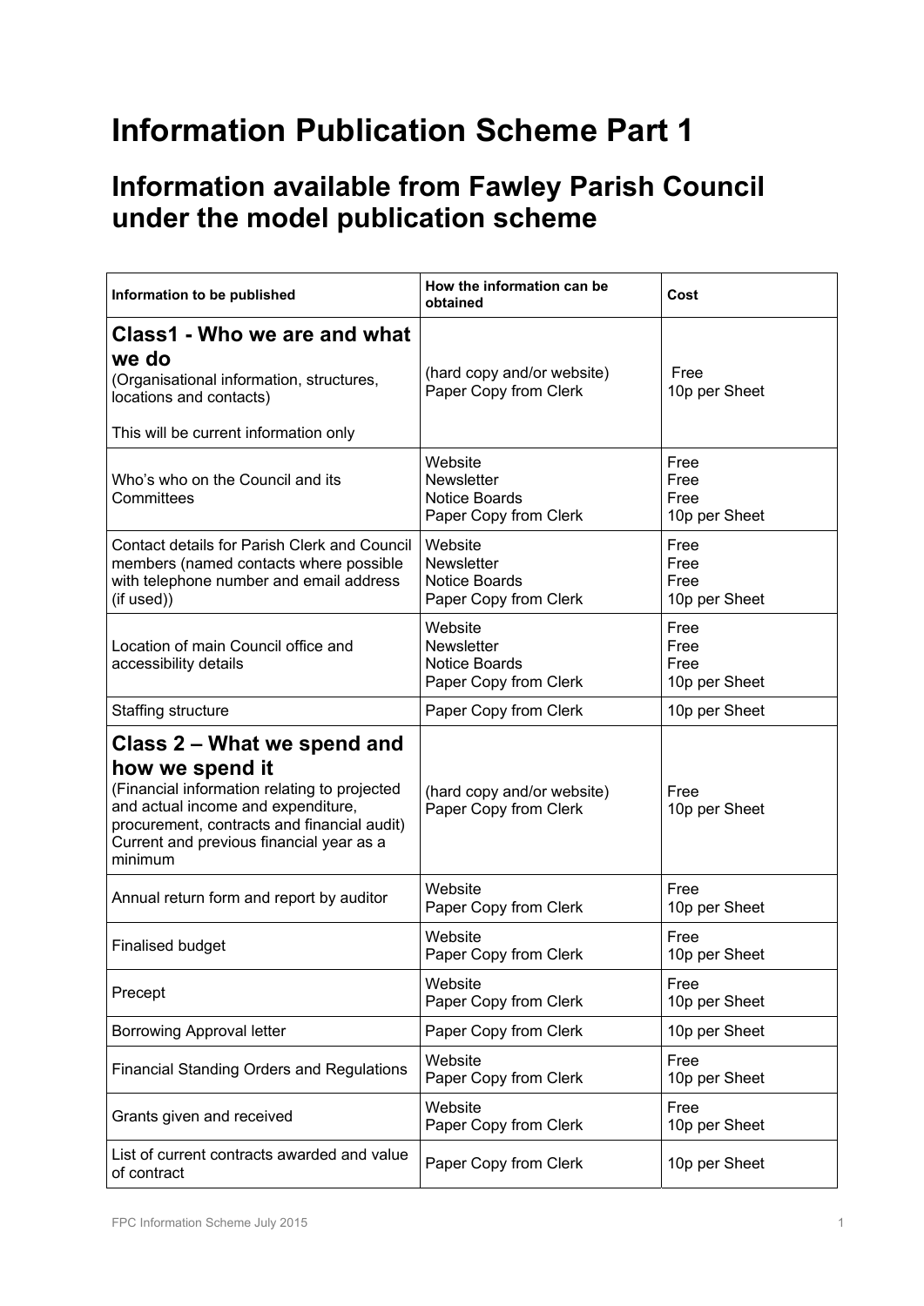# Information Publication Scheme Part 1

## Information available from Fawley Parish Council under the model publication scheme

| Information to be published | How the information can be obtained | Cost |
|---|---|---|
| **Class1 - Who we are and what we do**<br>(Organisational information, structures, locations and contacts)<br><br>This will be current information only | (hard copy and/or website)<br>Paper Copy from Clerk | Free<br>10p per Sheet |
| Who's who on the Council and its Committees | Website<br>Newsletter<br>Notice Boards<br>Paper Copy from Clerk | Free<br>Free<br>Free<br>10p per Sheet |
| Contact details for Parish Clerk and Council members (named contacts where possible with telephone number and email address (if used)) | Website<br>Newsletter<br>Notice Boards<br>Paper Copy from Clerk | Free<br>Free<br>Free<br>10p per Sheet |
| Location of main Council office and accessibility details | Website<br>Newsletter<br>Notice Boards<br>Paper Copy from Clerk | Free<br>Free<br>Free<br>10p per Sheet |
| Staffing structure | Paper Copy from Clerk | 10p per Sheet |
| **Class 2 – What we spend and how we spend it**<br>(Financial information relating to projected and actual income and expenditure, procurement, contracts and financial audit)<br>Current and previous financial year as a minimum | (hard copy and/or website)<br>Paper Copy from Clerk | Free<br>10p per Sheet |
| Annual return form and report by auditor | Website<br>Paper Copy from Clerk | Free<br>10p per Sheet |
| Finalised budget | Website<br>Paper Copy from Clerk | Free<br>10p per Sheet |
| Precept | Website<br>Paper Copy from Clerk | Free<br>10p per Sheet |
| Borrowing Approval letter | Paper Copy from Clerk | 10p per Sheet |
| Financial Standing Orders and Regulations | Website<br>Paper Copy from Clerk | Free<br>10p per Sheet |
| Grants given and received | Website<br>Paper Copy from Clerk | Free<br>10p per Sheet |
| List of current contracts awarded and value of contract | Paper Copy from Clerk | 10p per Sheet |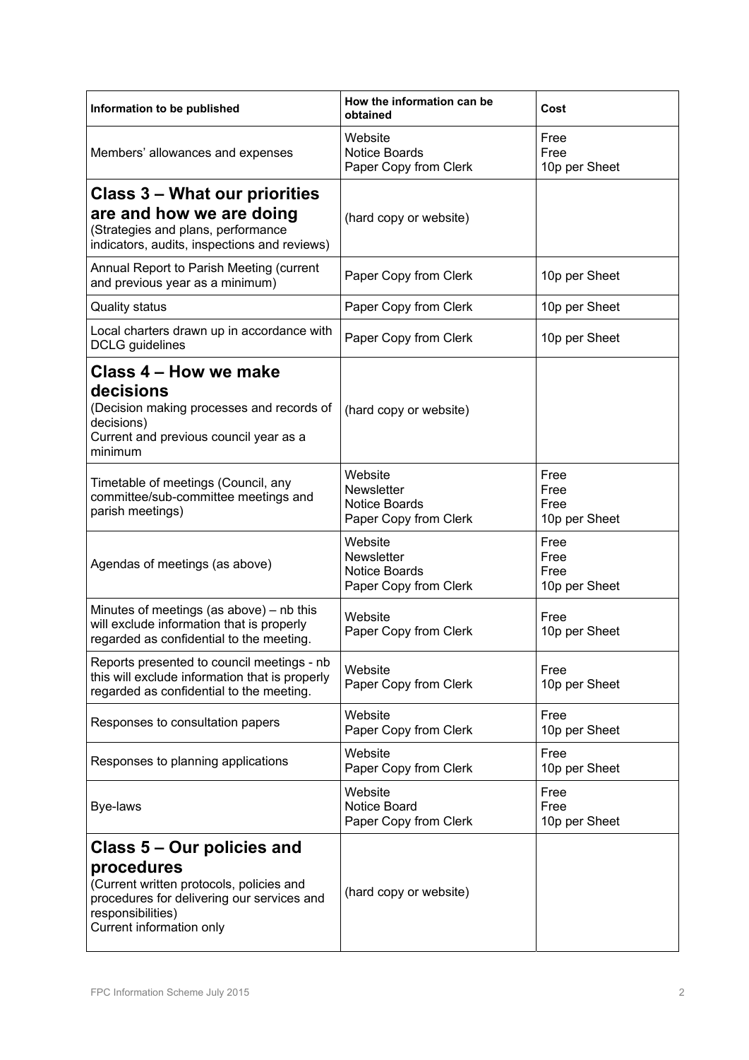| Information to be published | How the information can be obtained | Cost |
| --- | --- | --- |
| Members' allowances and expenses | Website<br>Notice Boards<br>Paper Copy from Clerk | Free<br>Free<br>10p per Sheet |
| **Class 3 – What our priorities are and how we are doing**<br>(Strategies and plans, performance indicators, audits, inspections and reviews) | (hard copy or website) | |
| Annual Report to Parish Meeting (current and previous year as a minimum) | Paper Copy from Clerk | 10p per Sheet |
| Quality status | Paper Copy from Clerk | 10p per Sheet |
| Local charters drawn up in accordance with DCLG guidelines | Paper Copy from Clerk | 10p per Sheet |
| **Class 4 – How we make decisions**<br>(Decision making processes and records of decisions)<br>Current and previous council year as a minimum | (hard copy or website) | |
| Timetable of meetings (Council, any committee/sub-committee meetings and parish meetings) | Website<br>Newsletter<br>Notice Boards<br>Paper Copy from Clerk | Free<br>Free<br>Free<br>10p per Sheet |
| Agendas of meetings (as above) | Website<br>Newsletter<br>Notice Boards<br>Paper Copy from Clerk | Free<br>Free<br>Free<br>10p per Sheet |
| Minutes of meetings (as above) – nb this will exclude information that is properly regarded as confidential to the meeting. | Website<br>Paper Copy from Clerk | Free<br>10p per Sheet |
| Reports presented to council meetings - nb this will exclude information that is properly regarded as confidential to the meeting. | Website<br>Paper Copy from Clerk | Free<br>10p per Sheet |
| Responses to consultation papers | Website<br>Paper Copy from Clerk | Free<br>10p per Sheet |
| Responses to planning applications | Website<br>Paper Copy from Clerk | Free<br>10p per Sheet |
| Bye-laws | Website<br>Notice Board<br>Paper Copy from Clerk | Free<br>Free<br>10p per Sheet |
| **Class 5 – Our policies and procedures**<br>(Current written protocols, policies and procedures for delivering our services and responsibilities)<br>Current information only | (hard copy or website) | |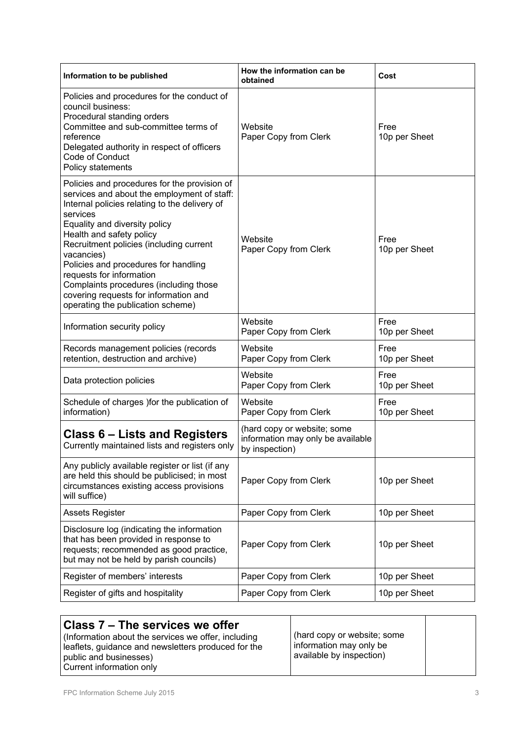| Information to be published | How the information can be obtained | Cost |
|---|---|---|
| Policies and procedures for the conduct of council business:<br>Procedural standing orders<br>Committee and sub-committee terms of reference<br>Delegated authority in respect of officers<br>Code of Conduct<br>Policy statements | Website<br>Paper Copy from Clerk | Free<br>10p per Sheet |
| Policies and procedures for the provision of services and about the employment of staff:<br>Internal policies relating to the delivery of services<br>Equality and diversity policy<br>Health and safety policy<br>Recruitment policies (including current vacancies)<br>Policies and procedures for handling requests for information<br>Complaints procedures (including those covering requests for information and operating the publication scheme) | Website<br>Paper Copy from Clerk | Free<br>10p per Sheet |
| Information security policy | Website<br>Paper Copy from Clerk | Free<br>10p per Sheet |
| Records management policies (records retention, destruction and archive) | Website<br>Paper Copy from Clerk | Free<br>10p per Sheet |
| Data protection policies | Website<br>Paper Copy from Clerk | Free<br>10p per Sheet |
| Schedule of charges )for the publication of information) | Website<br>Paper Copy from Clerk | Free<br>10p per Sheet |
| **Class 6 – Lists and Registers**<br>Currently maintained lists and registers only | (hard copy or website; some information may only be available by inspection) | |
| Any publicly available register or list (if any are held this should be publicised; in most circumstances existing access provisions will suffice) | Paper Copy from Clerk | 10p per Sheet |
| Assets Register | Paper Copy from Clerk | 10p per Sheet |
| Disclosure log (indicating the information that has been provided in response to requests; recommended as good practice, but may not be held by parish councils) | Paper Copy from Clerk | 10p per Sheet |
| Register of members' interests | Paper Copy from Clerk | 10p per Sheet |
| Register of gifts and hospitality | Paper Copy from Clerk | 10p per Sheet |

| **Class 7 – The services we offer**<br>(Information about the services we offer, including leaflets, guidance and newsletters produced for the public and businesses)<br>Current information only | (hard copy or website; some information may only be available by inspection) | |
|---|---|---|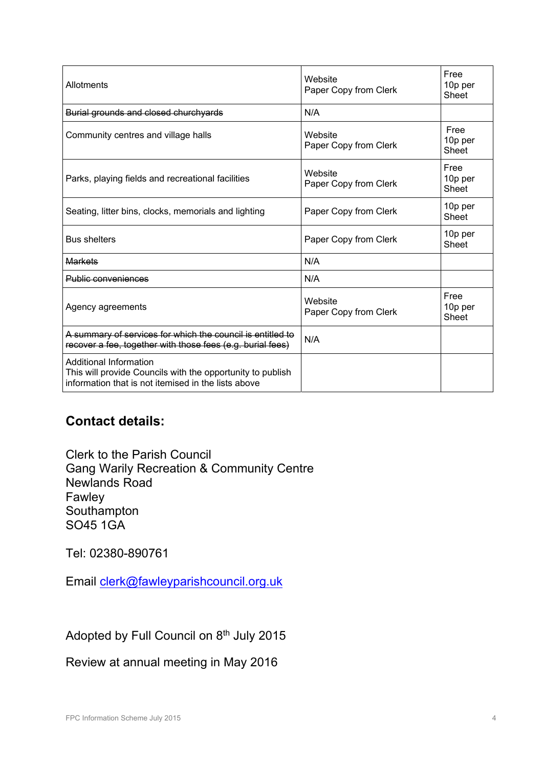| | | |
|---|---|---|
| Allotments | Website<br>Paper Copy from Clerk | Free<br>10p per Sheet |
| ~~Burial grounds and closed churchyards~~ | N/A | |
| Community centres and village halls | Website<br>Paper Copy from Clerk | Free<br>10p per Sheet |
| Parks, playing fields and recreational facilities | Website<br>Paper Copy from Clerk | Free<br>10p per Sheet |
| Seating, litter bins, clocks, memorials and lighting | Paper Copy from Clerk | 10p per Sheet |
| Bus shelters | Paper Copy from Clerk | 10p per Sheet |
| ~~Markets~~ | N/A | |
| ~~Public conveniences~~ | N/A | |
| Agency agreements | Website<br>Paper Copy from Clerk | Free<br>10p per Sheet |
| ~~A summary of services for which the council is entitled to recover a fee, together with those fees (e.g. burial fees)~~ | N/A | |
| Additional Information<br>This will provide Councils with the opportunity to publish information that is not itemised in the lists above | | |

## Contact details:

Clerk to the Parish Council
Gang Warily Recreation & Community Centre
Newlands Road
Fawley
Southampton
SO45 1GA

Tel: 02380-890761

Email clerk@fawleyparishcouncil.org.uk

Adopted by Full Council on 8th July 2015

Review at annual meeting in May 2016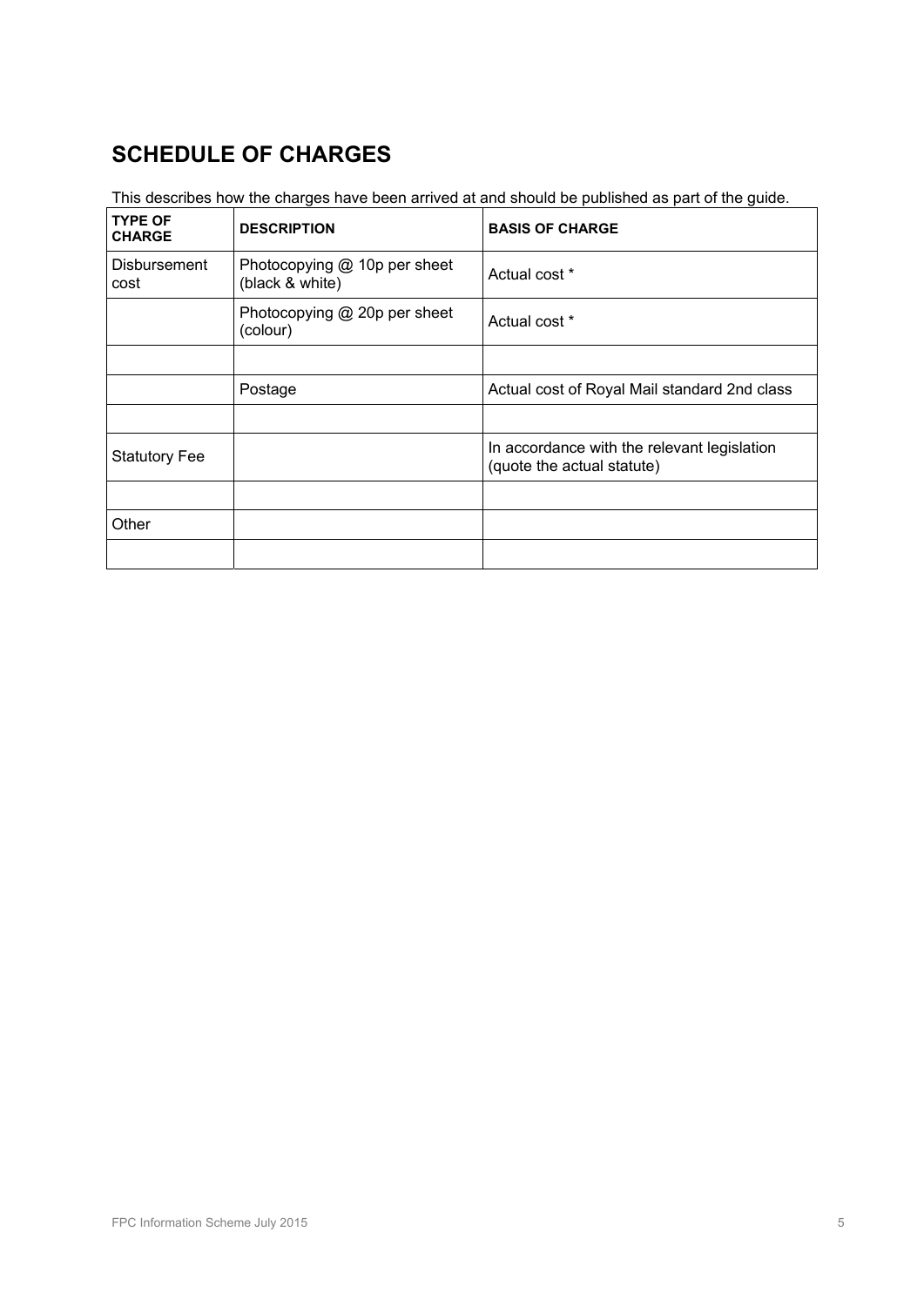# SCHEDULE OF CHARGES

This describes how the charges have been arrived at and should be published as part of the guide.

| TYPE OF CHARGE | DESCRIPTION | BASIS OF CHARGE |
|---|---|---|
| Disbursement cost | Photocopying @ 10p per sheet (black & white) | Actual cost * |
| | Photocopying @ 20p per sheet (colour) | Actual cost * |
| | | |
| | Postage | Actual cost of Royal Mail standard 2nd class |
| | | |
| Statutory Fee | | In accordance with the relevant legislation (quote the actual statute) |
| | | |
| Other | | |
| | | |

FPC Information Scheme July 2015